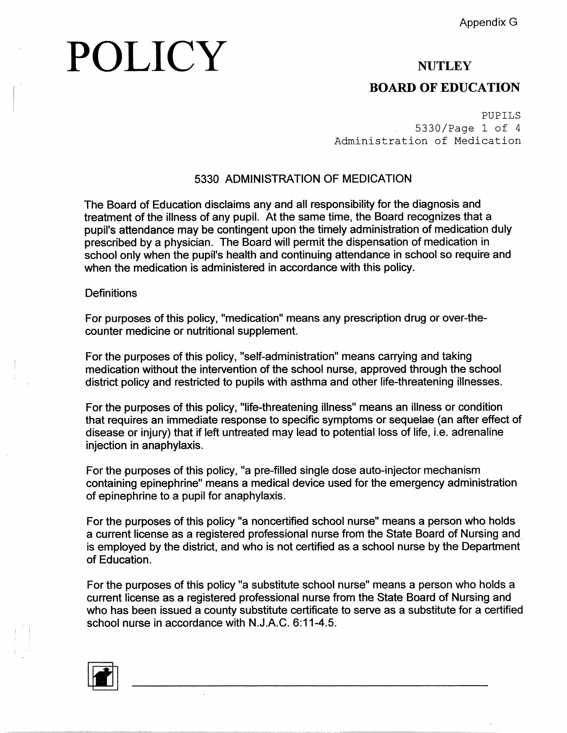# POLICY

## NUTLEY

## BOARD OF EDUCATION

## 5330 ADMINISTRATION OF MEDICATION

The Board of Education disclaims any and all responsibility for the diagnosis and treatment of the illness of any pupil. At the same time, the Board recognizes that a pupil's attendance may be contingent upon the timely administration of medication duly prescribed by a physician. The Board will permit the dispensation of medication in school only when the pupil's health and continuing attendance in school so require and when the medication is administered in accordance with this policy.

Definitions

For purposes of this policy, "medication" means any prescription drug or over-the-counter medicine or nutritional supplement.

For the purposes of this policy, "self-administration" means carrying and taking medication without the intervention of the school nurse, approved through the school district policy and restricted to pupils with asthma and other life-threatening illnesses.

For the purposes of this policy, "life-threatening illness" means an illness or condition that requires an immediate response to specific symptoms or sequelae (an after effect of disease or injury) that if left untreated may lead to potential loss of life, i.e. adrenaline injection in anaphylaxis.

For the purposes of this policy, "a pre-filled single dose auto-injector mechanism containing epinephrine" means a medical device used for the emergency administration of epinephrine to a pupil for anaphylaxis.

For the purposes of this policy "a noncertified school nurse" means a person who holds a current license as a registered professional nurse from the State Board of Nursing and is employed by the district, and who is not certified as a school nurse by the Department of Education.

For the purposes of this policy "a substitute school nurse" means a person who holds a current license as a registered professional nurse from the State Board of Nursing and who has been issued a county substitute certificate to serve as a substitute for a certified school nurse in accordance with N.J.A.C. 6:11-4.5.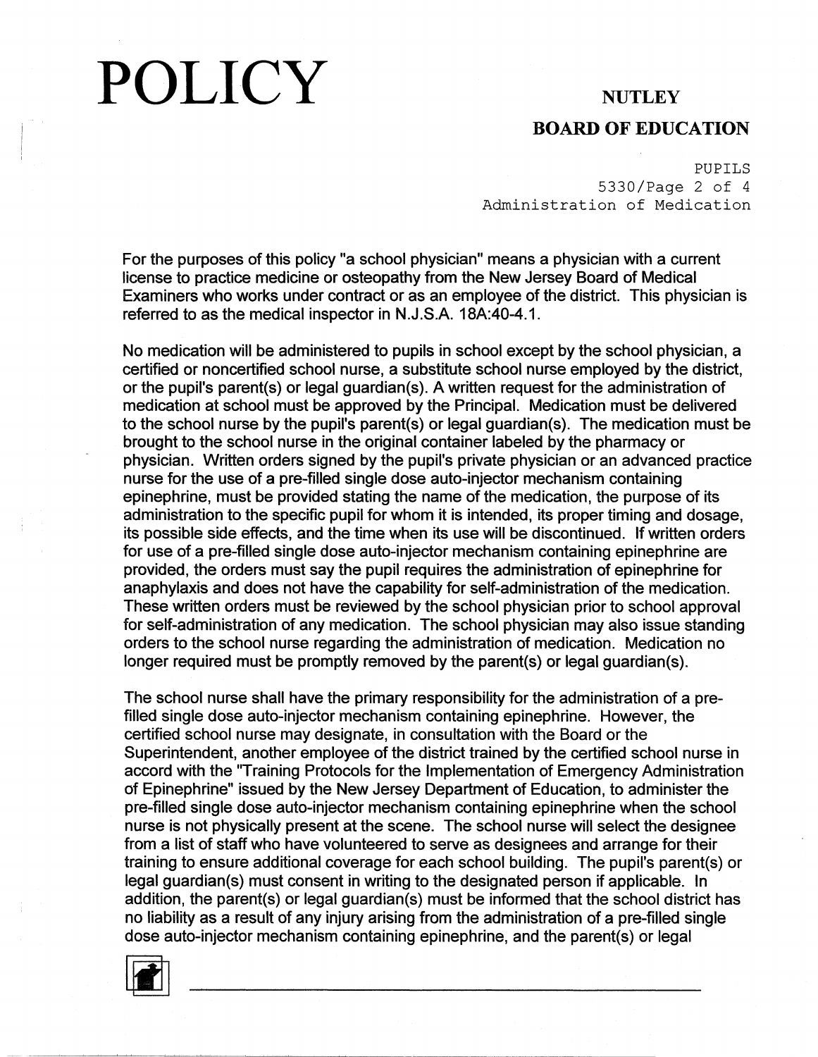For the purposes of this policy "a school physician" means a physician with a current license to practice medicine or osteopathy from the New Jersey Board of Medical Examiners who works under contract or as an employee of the district. This physician is referred to as the medical inspector in N.J.S.A. 18A:40-4.1.

No medication will be administered to pupils in school except by the school physician, a certified or noncertified school nurse, a substitute school nurse employed by the district, or the pupil's parent(s) or legal guardian(s). A written request for the administration of medication at school must be approved by the Principal. Medication must be delivered to the school nurse by the pupil's parent(s) or legal guardian(s). The medication must be brought to the school nurse in the original container labeled by the pharmacy or physician. Written orders signed by the pupil's private physician or an advanced practice nurse for the use of a pre-filled single dose auto-injector mechanism containing epinephrine, must be provided stating the name of the medication, the purpose of its administration to the specific pupil for whom it is intended, its proper timing and dosage, its possible side effects, and the time when its use will be discontinued. If written orders for use of a pre-filled single dose auto-injector mechanism containing epinephrine are provided, the orders must say the pupil requires the administration of epinephrine for anaphylaxis and does not have the capability for self-administration of the medication. These written orders must be reviewed by the school physician prior to school approval for self-administration of any medication. The school physician may also issue standing orders to the school nurse regarding the administration of medication. Medication no longer required must be promptly removed by the parent(s) or legal guardian(s).

The school nurse shall have the primary responsibility for the administration of a pre-filled single dose auto-injector mechanism containing epinephrine. However, the certified school nurse may designate, in consultation with the Board or the Superintendent, another employee of the district trained by the certified school nurse in accord with the "Training Protocols for the Implementation of Emergency Administration of Epinephrine" issued by the New Jersey Department of Education, to administer the pre-filled single dose auto-injector mechanism containing epinephrine when the school nurse is not physically present at the scene. The school nurse will select the designee from a list of staff who have volunteered to serve as designees and arrange for their training to ensure additional coverage for each school building. The pupil's parent(s) or legal guardian(s) must consent in writing to the designated person if applicable. In addition, the parent(s) or legal guardian(s) must be informed that the school district has no liability as a result of any injury arising from the administration of a pre-filled single dose auto-injector mechanism containing epinephrine, and the parent(s) or legal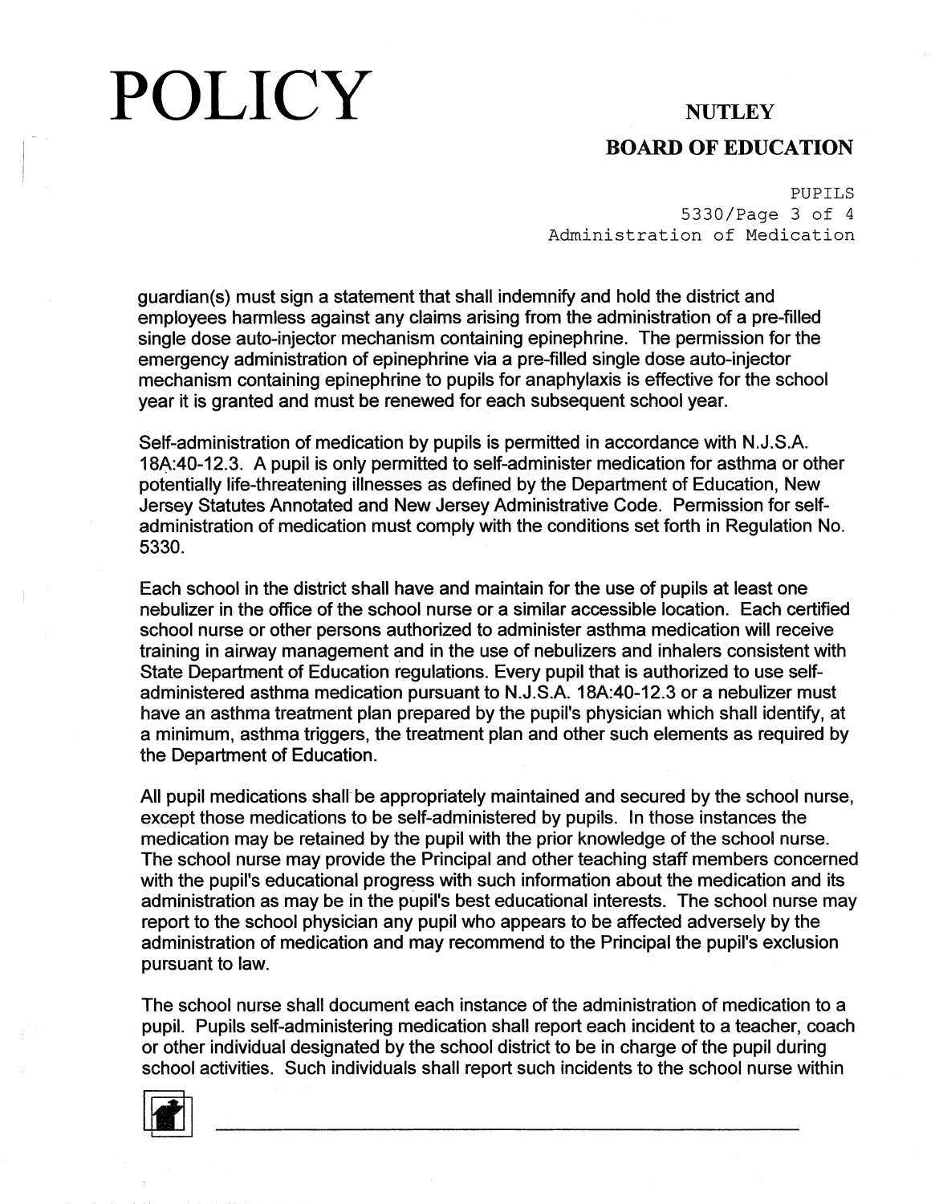guardian(s) must sign a statement that shall indemnify and hold the district and employees harmless against any claims arising from the administration of a pre-filled single dose auto-injector mechanism containing epinephrine. The permission for the emergency administration of epinephrine via a pre-filled single dose auto-injector mechanism containing epinephrine to pupils for anaphylaxis is effective for the school year it is granted and must be renewed for each subsequent school year.

Self-administration of medication by pupils is permitted in accordance with N.J.S.A. 18A:40-12.3. A pupil is only permitted to self-administer medication for asthma or other potentially life-threatening illnesses as defined by the Department of Education, New Jersey Statutes Annotated and New Jersey Administrative Code. Permission for self-administration of medication must comply with the conditions set forth in Regulation No. 5330.

Each school in the district shall have and maintain for the use of pupils at least one nebulizer in the office of the school nurse or a similar accessible location. Each certified school nurse or other persons authorized to administer asthma medication will receive training in airway management and in the use of nebulizers and inhalers consistent with State Department of Education regulations. Every pupil that is authorized to use self-administered asthma medication pursuant to N.J.S.A. 18A:40-12.3 or a nebulizer must have an asthma treatment plan prepared by the pupil's physician which shall identify, at a minimum, asthma triggers, the treatment plan and other such elements as required by the Department of Education.

All pupil medications shall be appropriately maintained and secured by the school nurse, except those medications to be self-administered by pupils. In those instances the medication may be retained by the pupil with the prior knowledge of the school nurse. The school nurse may provide the Principal and other teaching staff members concerned with the pupil's educational progress with such information about the medication and its administration as may be in the pupil's best educational interests. The school nurse may report to the school physician any pupil who appears to be affected adversely by the administration of medication and may recommend to the Principal the pupil's exclusion pursuant to law.

The school nurse shall document each instance of the administration of medication to a pupil. Pupils self-administering medication shall report each incident to a teacher, coach or other individual designated by the school district to be in charge of the pupil during school activities. Such individuals shall report such incidents to the school nurse within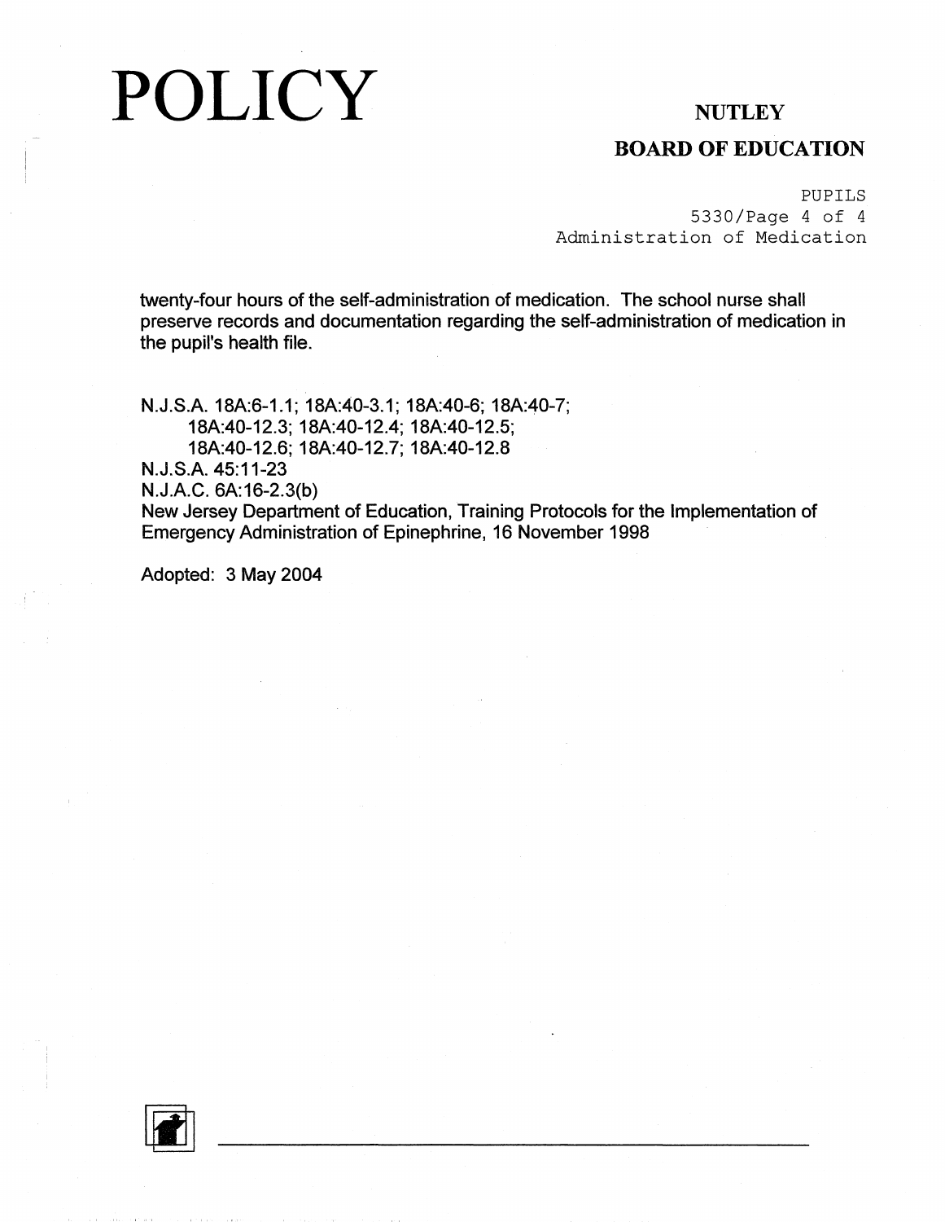twenty-four hours of the self-administration of medication. The school nurse shall preserve records and documentation regarding the self-administration of medication in the pupil's health file.

N.J.S.A. 18A:6-1.1; 18A:40-3.1; 18A:40-6; 18A:40-7;
18A:40-12.3; 18A:40-12.4; 18A:40-12.5;
18A:40-12.6; 18A:40-12.7; 18A:40-12.8
N.J.S.A. 45:11-23
N.J.A.C. 6A:16-2.3(b)
New Jersey Department of Education, Training Protocols for the Implementation of Emergency Administration of Epinephrine, 16 November 1998

Adopted: 3 May 2004